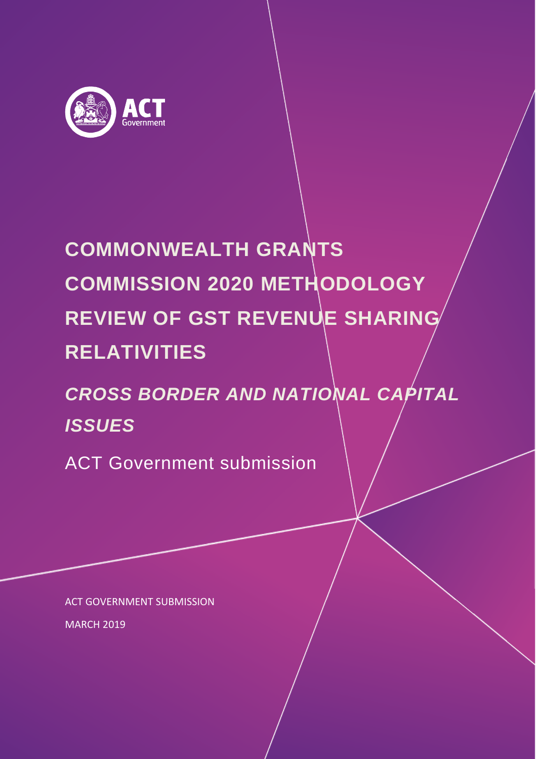ACT Government

# COMMONWEALTH GRANTS COMMISSION 2020 METHODOLOGY REVIEW OF GST REVENUE SHARING RELATIVITIES

## *CROSS BORDER AND NATIONAL CAPITAL ISSUES*

ACT Government submission

ACT GOVERNMENT SUBMISSION

MARCH 2019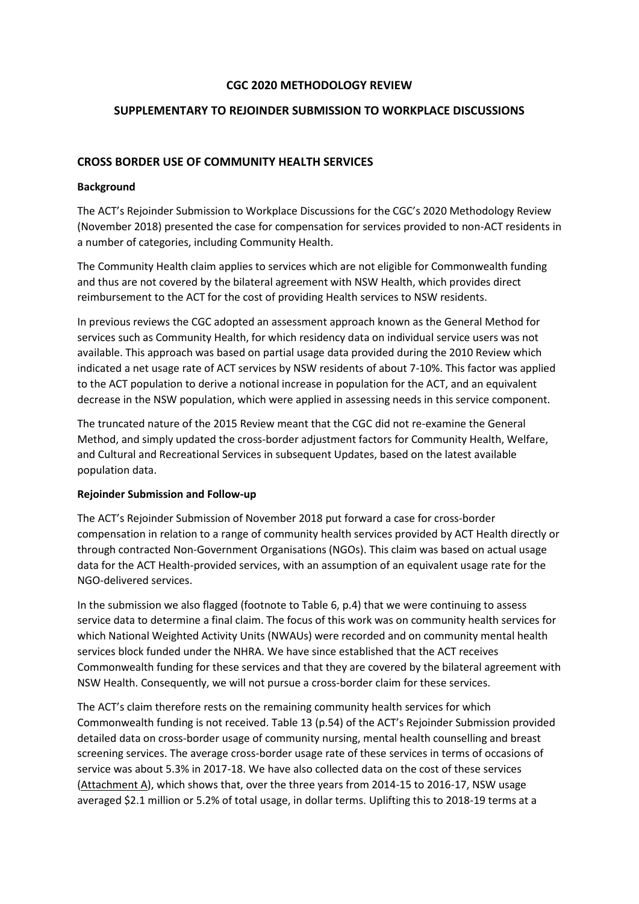**CGC 2020 METHODOLOGY REVIEW**

**SUPPLEMENTARY TO REJOINDER SUBMISSION TO WORKPLACE DISCUSSIONS**

## CROSS BORDER USE OF COMMUNITY HEALTH SERVICES

### Background

The ACT's Rejoinder Submission to Workplace Discussions for the CGC's 2020 Methodology Review (November 2018) presented the case for compensation for services provided to non-ACT residents in a number of categories, including Community Health.

The Community Health claim applies to services which are not eligible for Commonwealth funding and thus are not covered by the bilateral agreement with NSW Health, which provides direct reimbursement to the ACT for the cost of providing Health services to NSW residents.

In previous reviews the CGC adopted an assessment approach known as the General Method for services such as Community Health, for which residency data on individual service users was not available. This approach was based on partial usage data provided during the 2010 Review which indicated a net usage rate of ACT services by NSW residents of about 7-10%. This factor was applied to the ACT population to derive a notional increase in population for the ACT, and an equivalent decrease in the NSW population, which were applied in assessing needs in this service component.

The truncated nature of the 2015 Review meant that the CGC did not re-examine the General Method, and simply updated the cross-border adjustment factors for Community Health, Welfare, and Cultural and Recreational Services in subsequent Updates, based on the latest available population data.

### Rejoinder Submission and Follow-up

The ACT's Rejoinder Submission of November 2018 put forward a case for cross-border compensation in relation to a range of community health services provided by ACT Health directly or through contracted Non-Government Organisations (NGOs). This claim was based on actual usage data for the ACT Health-provided services, with an assumption of an equivalent usage rate for the NGO-delivered services.

In the submission we also flagged (footnote to Table 6, p.4) that we were continuing to assess service data to determine a final claim. The focus of this work was on community health services for which National Weighted Activity Units (NWAUs) were recorded and on community mental health services block funded under the NHRA. We have since established that the ACT receives Commonwealth funding for these services and that they are covered by the bilateral agreement with NSW Health. Consequently, we will not pursue a cross-border claim for these services.

The ACT's claim therefore rests on the remaining community health services for which Commonwealth funding is not received. Table 13 (p.54) of the ACT's Rejoinder Submission provided detailed data on cross-border usage of community nursing, mental health counselling and breast screening services. The average cross-border usage rate of these services in terms of occasions of service was about 5.3% in 2017-18. We have also collected data on the cost of these services (Attachment A), which shows that, over the three years from 2014-15 to 2016-17, NSW usage averaged \$2.1 million or 5.2% of total usage, in dollar terms. Uplifting this to 2018-19 terms at a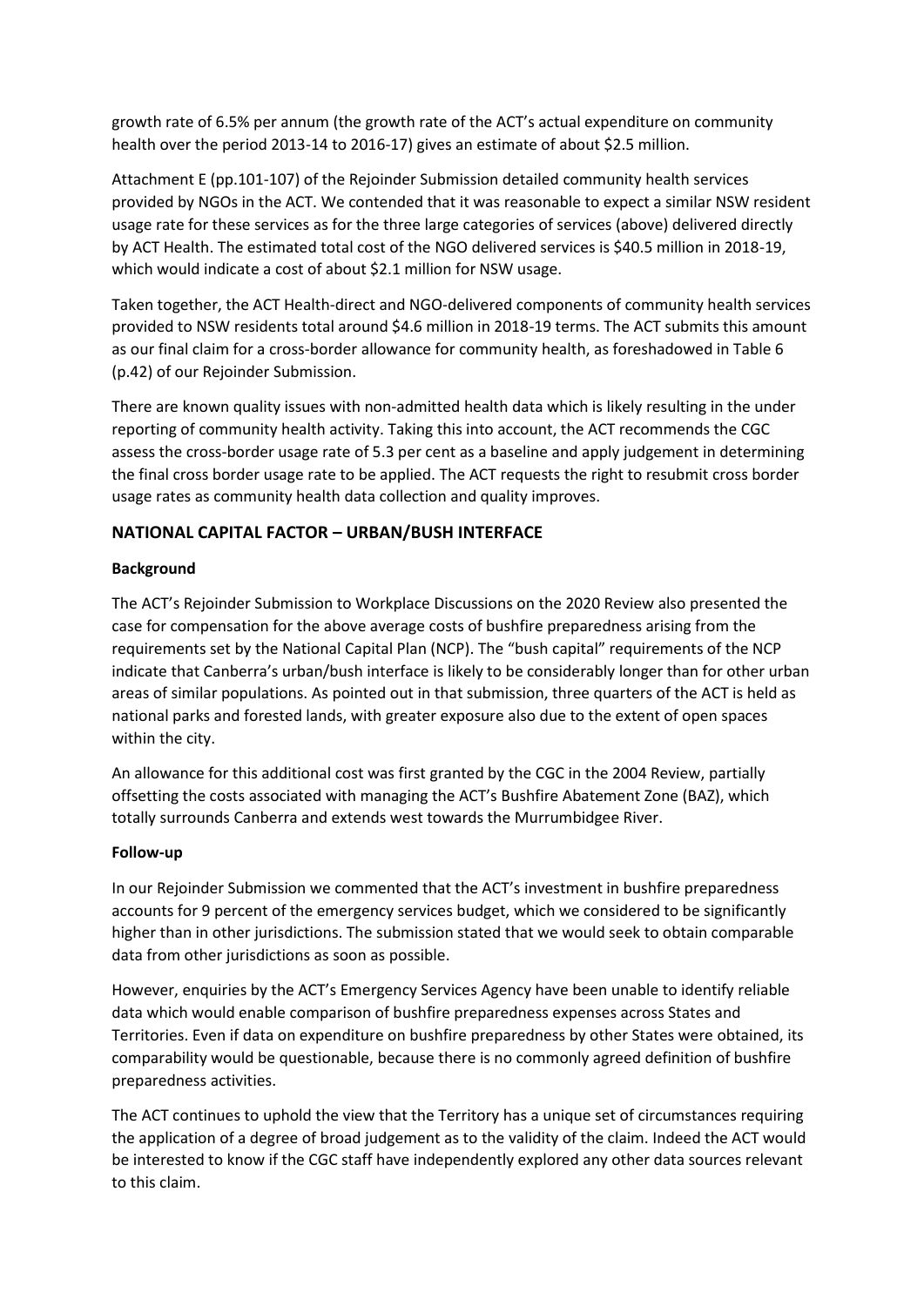growth rate of 6.5% per annum (the growth rate of the ACT's actual expenditure on community health over the period 2013-14 to 2016-17) gives an estimate of about $2.5 million.

Attachment E (pp.101-107) of the Rejoinder Submission detailed community health services provided by NGOs in the ACT. We contended that it was reasonable to expect a similar NSW resident usage rate for these services as for the three large categories of services (above) delivered directly by ACT Health. The estimated total cost of the NGO delivered services is $40.5 million in 2018-19, which would indicate a cost of about $2.1 million for NSW usage.

Taken together, the ACT Health-direct and NGO-delivered components of community health services provided to NSW residents total around $4.6 million in 2018-19 terms. The ACT submits this amount as our final claim for a cross-border allowance for community health, as foreshadowed in Table 6 (p.42) of our Rejoinder Submission.

There are known quality issues with non-admitted health data which is likely resulting in the under reporting of community health activity. Taking this into account, the ACT recommends the CGC assess the cross-border usage rate of 5.3 per cent as a baseline and apply judgement in determining the final cross border usage rate to be applied. The ACT requests the right to resubmit cross border usage rates as community health data collection and quality improves.

## NATIONAL CAPITAL FACTOR – URBAN/BUSH INTERFACE

### Background

The ACT's Rejoinder Submission to Workplace Discussions on the 2020 Review also presented the case for compensation for the above average costs of bushfire preparedness arising from the requirements set by the National Capital Plan (NCP). The "bush capital" requirements of the NCP indicate that Canberra's urban/bush interface is likely to be considerably longer than for other urban areas of similar populations. As pointed out in that submission, three quarters of the ACT is held as national parks and forested lands, with greater exposure also due to the extent of open spaces within the city.

An allowance for this additional cost was first granted by the CGC in the 2004 Review, partially offsetting the costs associated with managing the ACT's Bushfire Abatement Zone (BAZ), which totally surrounds Canberra and extends west towards the Murrumbidgee River.

### Follow-up

In our Rejoinder Submission we commented that the ACT's investment in bushfire preparedness accounts for 9 percent of the emergency services budget, which we considered to be significantly higher than in other jurisdictions. The submission stated that we would seek to obtain comparable data from other jurisdictions as soon as possible.

However, enquiries by the ACT's Emergency Services Agency have been unable to identify reliable data which would enable comparison of bushfire preparedness expenses across States and Territories. Even if data on expenditure on bushfire preparedness by other States were obtained, its comparability would be questionable, because there is no commonly agreed definition of bushfire preparedness activities.

The ACT continues to uphold the view that the Territory has a unique set of circumstances requiring the application of a degree of broad judgement as to the validity of the claim. Indeed the ACT would be interested to know if the CGC staff have independently explored any other data sources relevant to this claim.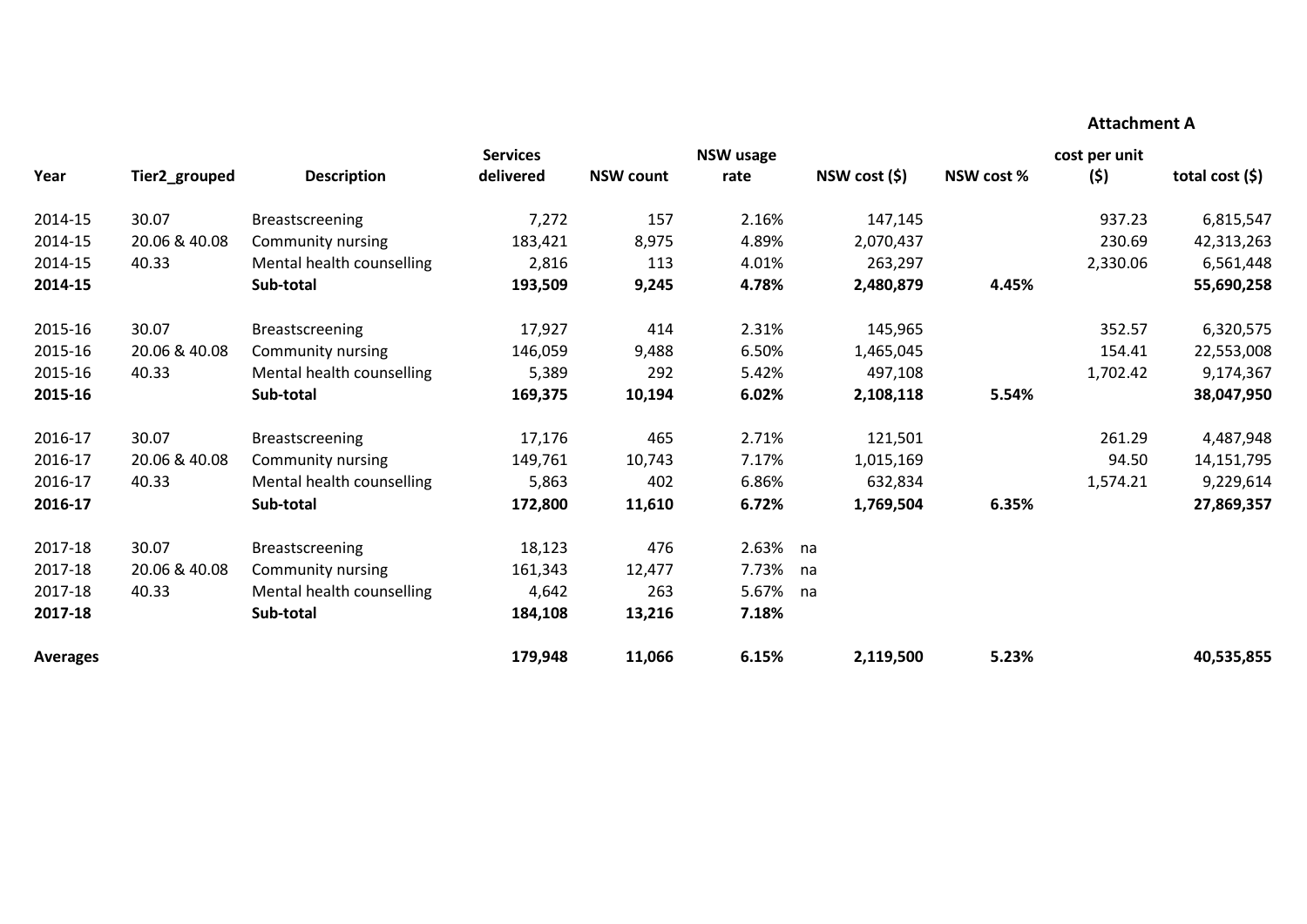**Attachment A**

| Year | Tier2_grouped | Description | Services delivered | NSW count | NSW usage rate | NSW cost ($) | NSW cost % | cost per unit ($) | total cost ($) |
|---|---|---|---|---|---|---|---|---|---|
| 2014-15 | 30.07 | Breastscreening | 7,272 | 157 | 2.16% | 147,145 | | 937.23 | 6,815,547 |
| 2014-15 | 20.06 & 40.08 | Community nursing | 183,421 | 8,975 | 4.89% | 2,070,437 | | 230.69 | 42,313,263 |
| 2014-15 | 40.33 | Mental health counselling | 2,816 | 113 | 4.01% | 263,297 | | 2,330.06 | 6,561,448 |
| **2014-15** | | **Sub-total** | **193,509** | **9,245** | **4.78%** | **2,480,879** | **4.45%** | | **55,690,258** |
| 2015-16 | 30.07 | Breastscreening | 17,927 | 414 | 2.31% | 145,965 | | 352.57 | 6,320,575 |
| 2015-16 | 20.06 & 40.08 | Community nursing | 146,059 | 9,488 | 6.50% | 1,465,045 | | 154.41 | 22,553,008 |
| 2015-16 | 40.33 | Mental health counselling | 5,389 | 292 | 5.42% | 497,108 | | 1,702.42 | 9,174,367 |
| **2015-16** | | **Sub-total** | **169,375** | **10,194** | **6.02%** | **2,108,118** | **5.54%** | | **38,047,950** |
| 2016-17 | 30.07 | Breastscreening | 17,176 | 465 | 2.71% | 121,501 | | 261.29 | 4,487,948 |
| 2016-17 | 20.06 & 40.08 | Community nursing | 149,761 | 10,743 | 7.17% | 1,015,169 | | 94.50 | 14,151,795 |
| 2016-17 | 40.33 | Mental health counselling | 5,863 | 402 | 6.86% | 632,834 | | 1,574.21 | 9,229,614 |
| **2016-17** | | **Sub-total** | **172,800** | **11,610** | **6.72%** | **1,769,504** | **6.35%** | | **27,869,357** |
| 2017-18 | 30.07 | Breastscreening | 18,123 | 476 | 2.63% | na | | | |
| 2017-18 | 20.06 & 40.08 | Community nursing | 161,343 | 12,477 | 7.73% | na | | | |
| 2017-18 | 40.33 | Mental health counselling | 4,642 | 263 | 5.67% | na | | | |
| **2017-18** | | **Sub-total** | **184,108** | **13,216** | **7.18%** | | | | |
| **Averages** | | | **179,948** | **11,066** | **6.15%** | **2,119,500** | **5.23%** | | **40,535,855** |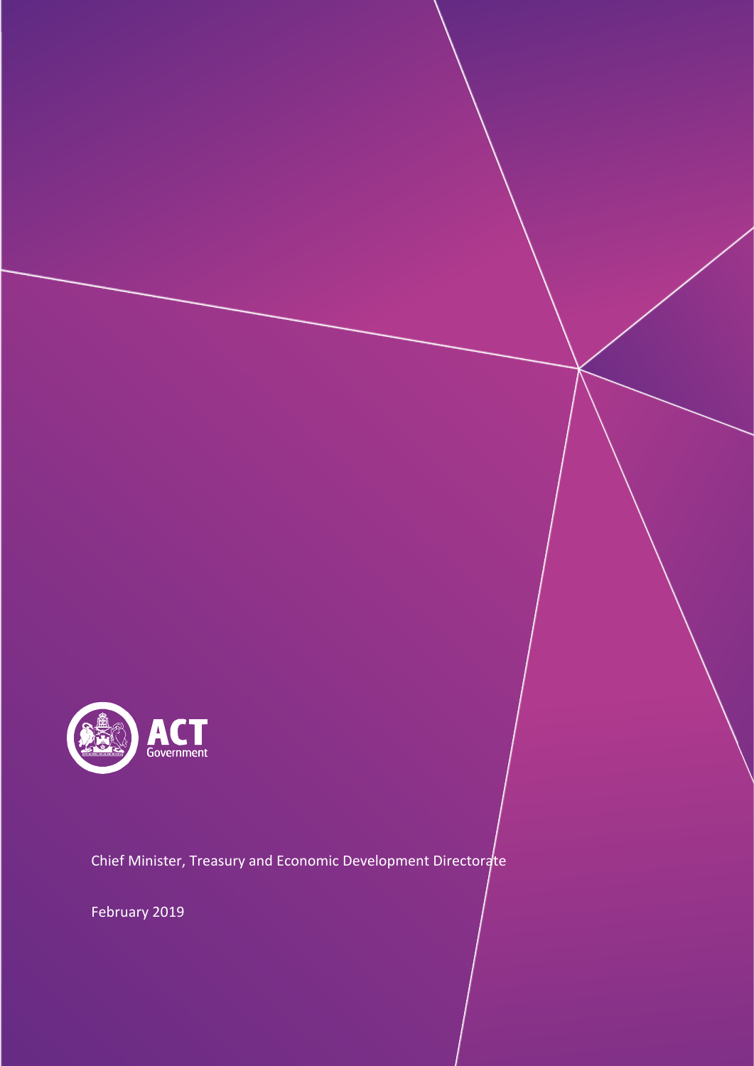Chief Minister, Treasury and Economic Development Directorate

February 2019